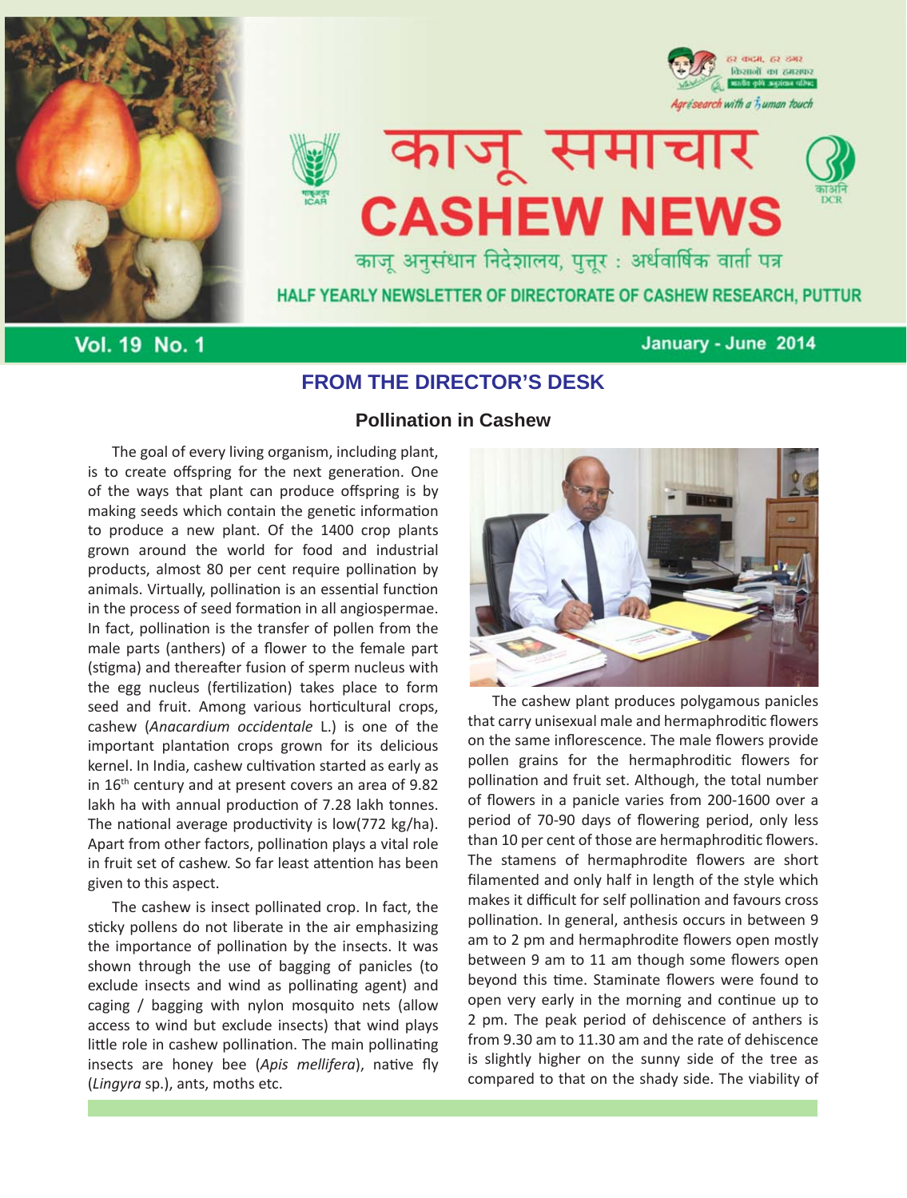# काजू समाचार
# CASHEW NEWS

काजू अनुसंधान निदेशालय, पुत्तूर : अर्धवार्षिक वार्ता पत्र

HALF YEARLY NEWSLETTER OF DIRECTORATE OF CASHEW RESEARCH, PUTTUR

Vol. 19 No. 1 — January - June 2014

## FROM THE DIRECTOR'S DESK

### Pollination in Cashew

The goal of every living organism, including plant, is to create offspring for the next generation. One of the ways that plant can produce offspring is by making seeds which contain the genetic information to produce a new plant. Of the 1400 crop plants grown around the world for food and industrial products, almost 80 per cent require pollination by animals. Virtually, pollination is an essential function in the process of seed formation in all angiospermae. In fact, pollination is the transfer of pollen from the male parts (anthers) of a flower to the female part (stigma) and thereafter fusion of sperm nucleus with the egg nucleus (fertilization) takes place to form seed and fruit. Among various horticultural crops, cashew (*Anacardium occidentale* L.) is one of the important plantation crops grown for its delicious kernel. In India, cashew cultivation started as early as in 16th century and at present covers an area of 9.82 lakh ha with annual production of 7.28 lakh tonnes. The national average productivity is low(772 kg/ha). Apart from other factors, pollination plays a vital role in fruit set of cashew. So far least attention has been given to this aspect.

The cashew is insect pollinated crop. In fact, the sticky pollens do not liberate in the air emphasizing the importance of pollination by the insects. It was shown through the use of bagging of panicles (to exclude insects and wind as pollinating agent) and caging / bagging with nylon mosquito nets (allow access to wind but exclude insects) that wind plays little role in cashew pollination. The main pollinating insects are honey bee (*Apis mellifera*), native fly (*Lingyra* sp.), ants, moths etc.

The cashew plant produces polygamous panicles that carry unisexual male and hermaphroditic flowers on the same inflorescence. The male flowers provide pollen grains for the hermaphroditic flowers for pollination and fruit set. Although, the total number of flowers in a panicle varies from 200-1600 over a period of 70-90 days of flowering period, only less than 10 per cent of those are hermaphroditic flowers. The stamens of hermaphrodite flowers are short filamented and only half in length of the style which makes it difficult for self pollination and favours cross pollination. In general, anthesis occurs in between 9 am to 2 pm and hermaphrodite flowers open mostly between 9 am to 11 am though some flowers open beyond this time. Staminate flowers were found to open very early in the morning and continue up to 2 pm. The peak period of dehiscence of anthers is from 9.30 am to 11.30 am and the rate of dehiscence is slightly higher on the sunny side of the tree as compared to that on the shady side. The viability of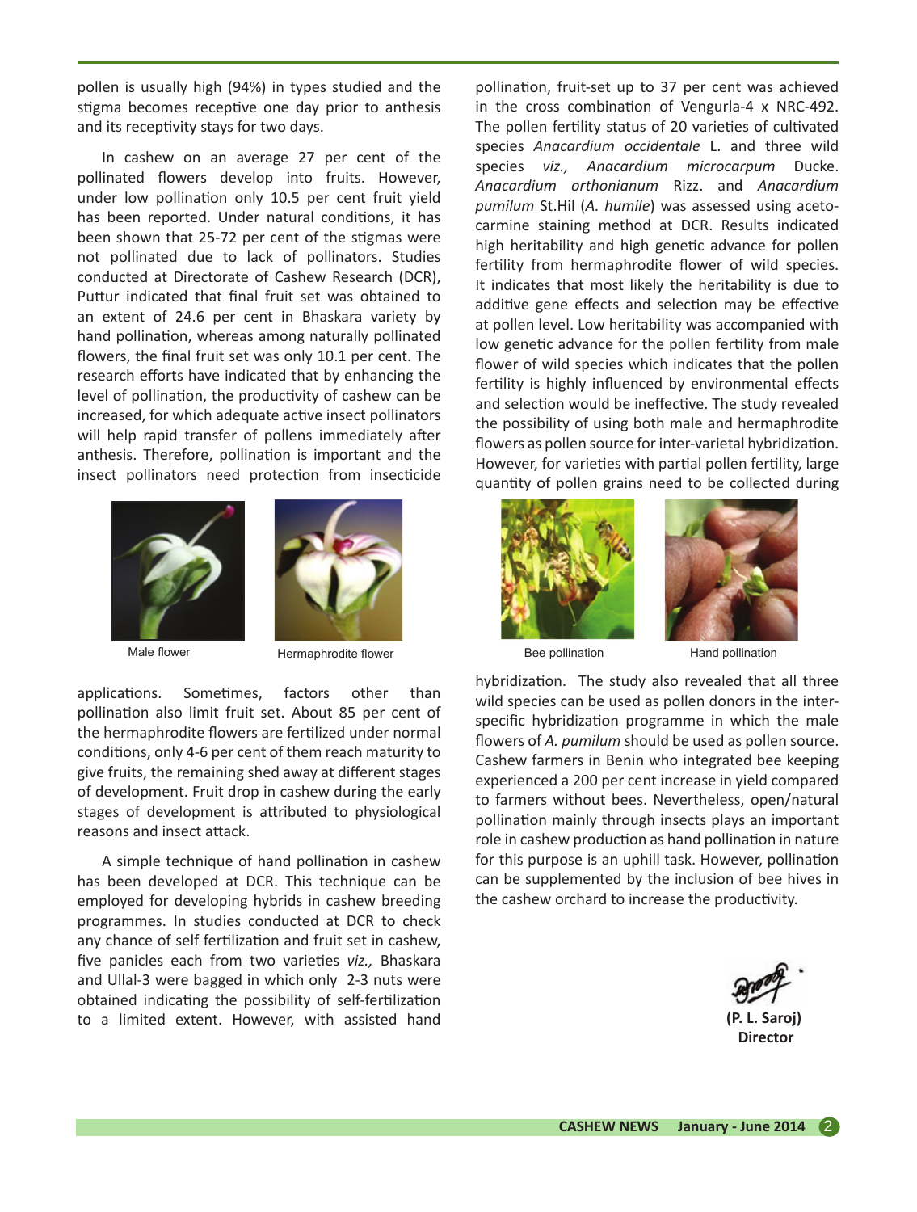pollen is usually high (94%) in types studied and the stigma becomes receptive one day prior to anthesis and its receptivity stays for two days.

In cashew on an average 27 per cent of the pollinated flowers develop into fruits. However, under low pollination only 10.5 per cent fruit yield has been reported. Under natural conditions, it has been shown that 25-72 per cent of the stigmas were not pollinated due to lack of pollinators. Studies conducted at Directorate of Cashew Research (DCR), Puttur indicated that final fruit set was obtained to an extent of 24.6 per cent in Bhaskara variety by hand pollination, whereas among naturally pollinated flowers, the final fruit set was only 10.1 per cent. The research efforts have indicated that by enhancing the level of pollination, the productivity of cashew can be increased, for which adequate active insect pollinators will help rapid transfer of pollens immediately after anthesis. Therefore, pollination is important and the insect pollinators need protection from insecticide applications. Sometimes, factors other than pollination also limit fruit set. About 85 per cent of the hermaphrodite flowers are fertilized under normal conditions, only 4-6 per cent of them reach maturity to give fruits, the remaining shed away at different stages of development. Fruit drop in cashew during the early stages of development is attributed to physiological reasons and insect attack.

Male flower

Hermaphrodite flower

A simple technique of hand pollination in cashew has been developed at DCR. This technique can be employed for developing hybrids in cashew breeding programmes. In studies conducted at DCR to check any chance of self fertilization and fruit set in cashew, five panicles each from two varieties *viz.,* Bhaskara and Ullal-3 were bagged in which only 2-3 nuts were obtained indicating the possibility of self-fertilization to a limited extent. However, with assisted hand pollination, fruit-set up to 37 per cent was achieved in the cross combination of Vengurla-4 x NRC-492. The pollen fertility status of 20 varieties of cultivated species *Anacardium occidentale* L. and three wild species *viz., Anacardium microcarpum* Ducke. *Anacardium orthonianum* Rizz. and *Anacardium pumilum* St.Hil (*A. humile*) was assessed using aceto-carmine staining method at DCR. Results indicated high heritability and high genetic advance for pollen fertility from hermaphrodite flower of wild species. It indicates that most likely the heritability is due to additive gene effects and selection may be effective at pollen level. Low heritability was accompanied with low genetic advance for the pollen fertility from male flower of wild species which indicates that the pollen fertility is highly influenced by environmental effects and selection would be ineffective. The study revealed the possibility of using both male and hermaphrodite flowers as pollen source for inter-varietal hybridization. However, for varieties with partial pollen fertility, large quantity of pollen grains need to be collected during hybridization. The study also revealed that all three wild species can be used as pollen donors in the inter-specific hybridization programme in which the male flowers of *A. pumilum* should be used as pollen source. Cashew farmers in Benin who integrated bee keeping experienced a 200 per cent increase in yield compared to farmers without bees. Nevertheless, open/natural pollination mainly through insects plays an important role in cashew production as hand pollination in nature for this purpose is an uphill task. However, pollination can be supplemented by the inclusion of bee hives in the cashew orchard to increase the productivity.

Bee pollination

Hand pollination

**(P. L. Saroj)**
**Director**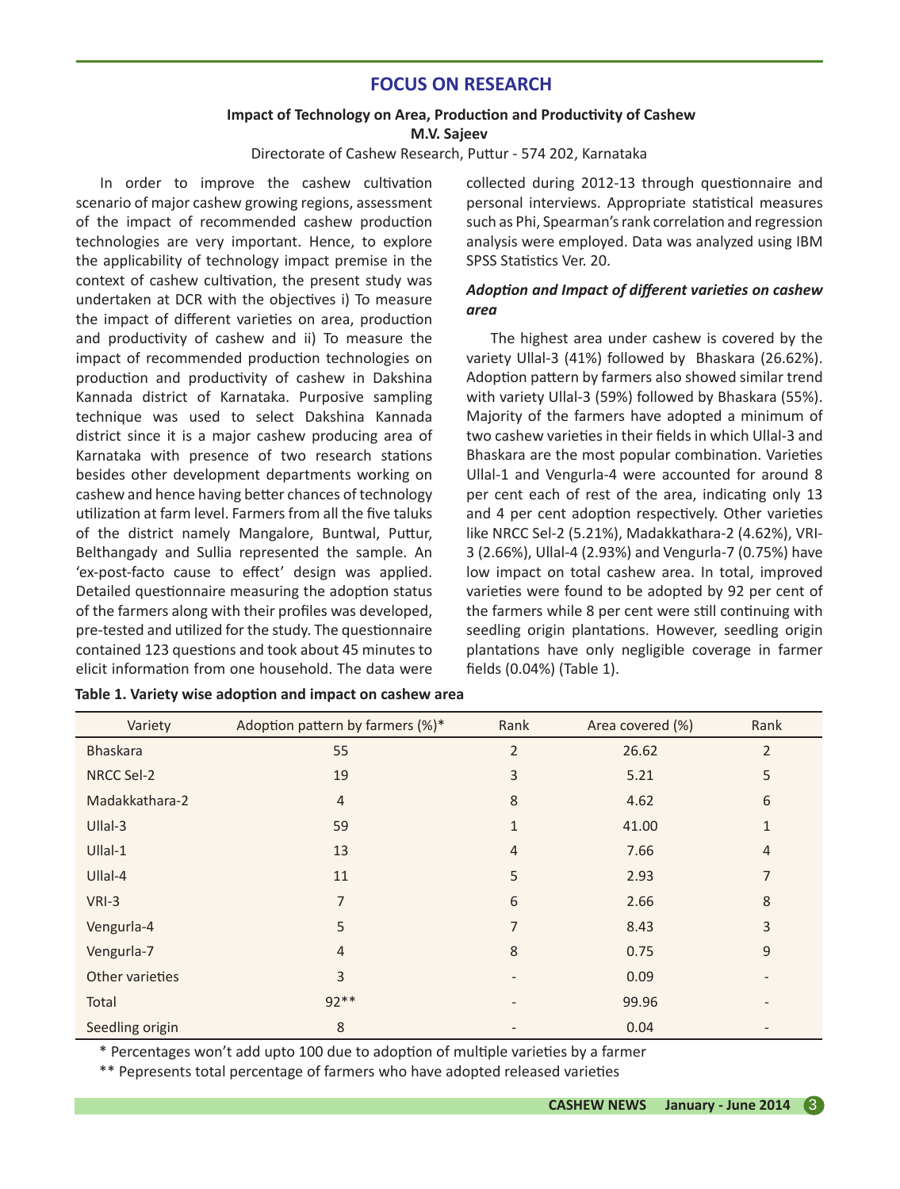## FOCUS ON RESEARCH

### Impact of Technology on Area, Production and Productivity of Cashew

**M.V. Sajeev**

Directorate of Cashew Research, Puttur - 574 202, Karnataka

In order to improve the cashew cultivation scenario of major cashew growing regions, assessment of the impact of recommended cashew production technologies are very important. Hence, to explore the applicability of technology impact premise in the context of cashew cultivation, the present study was undertaken at DCR with the objectives i) To measure the impact of different varieties on area, production and productivity of cashew and ii) To measure the impact of recommended production technologies on production and productivity of cashew in Dakshina Kannada district of Karnataka. Purposive sampling technique was used to select Dakshina Kannada district since it is a major cashew producing area of Karnataka with presence of two research stations besides other development departments working on cashew and hence having better chances of technology utilization at farm level. Farmers from all the five taluks of the district namely Mangalore, Buntwal, Puttur, Belthangady and Sullia represented the sample. An 'ex-post-facto cause to effect' design was applied. Detailed questionnaire measuring the adoption status of the farmers along with their profiles was developed, pre-tested and utilized for the study. The questionnaire contained 123 questions and took about 45 minutes to elicit information from one household. The data were collected during 2012-13 through questionnaire and personal interviews. Appropriate statistical measures such as Phi, Spearman's rank correlation and regression analysis were employed. Data was analyzed using IBM SPSS Statistics Ver. 20.

#### *Adoption and Impact of different varieties on cashew area*

The highest area under cashew is covered by the variety Ullal-3 (41%) followed by Bhaskara (26.62%). Adoption pattern by farmers also showed similar trend with variety Ullal-3 (59%) followed by Bhaskara (55%). Majority of the farmers have adopted a minimum of two cashew varieties in their fields in which Ullal-3 and Bhaskara are the most popular combination. Varieties Ullal-1 and Vengurla-4 were accounted for around 8 per cent each of rest of the area, indicating only 13 and 4 per cent adoption respectively. Other varieties like NRCC Sel-2 (5.21%), Madakkathara-2 (4.62%), VRI-3 (2.66%), Ullal-4 (2.93%) and Vengurla-7 (0.75%) have low impact on total cashew area. In total, improved varieties were found to be adopted by 92 per cent of the farmers while 8 per cent were still continuing with seedling origin plantations. However, seedling origin plantations have only negligible coverage in farmer fields (0.04%) (Table 1).

**Table 1. Variety wise adoption and impact on cashew area**

| Variety | Adoption pattern by farmers (%)* | Rank | Area covered (%) | Rank |
|---|---|---|---|---|
| Bhaskara | 55 | 2 | 26.62 | 2 |
| NRCC Sel-2 | 19 | 3 | 5.21 | 5 |
| Madakkathara-2 | 4 | 8 | 4.62 | 6 |
| Ullal-3 | 59 | 1 | 41.00 | 1 |
| Ullal-1 | 13 | 4 | 7.66 | 4 |
| Ullal-4 | 11 | 5 | 2.93 | 7 |
| VRI-3 | 7 | 6 | 2.66 | 8 |
| Vengurla-4 | 5 | 7 | 8.43 | 3 |
| Vengurla-7 | 4 | 8 | 0.75 | 9 |
| Other varieties | 3 | - | 0.09 | - |
| Total | 92** | - | 99.96 | - |
| Seedling origin | 8 | - | 0.04 | - |

\* Percentages won't add upto 100 due to adoption of multiple varieties by a farmer

\*\* Pepresents total percentage of farmers who have adopted released varieties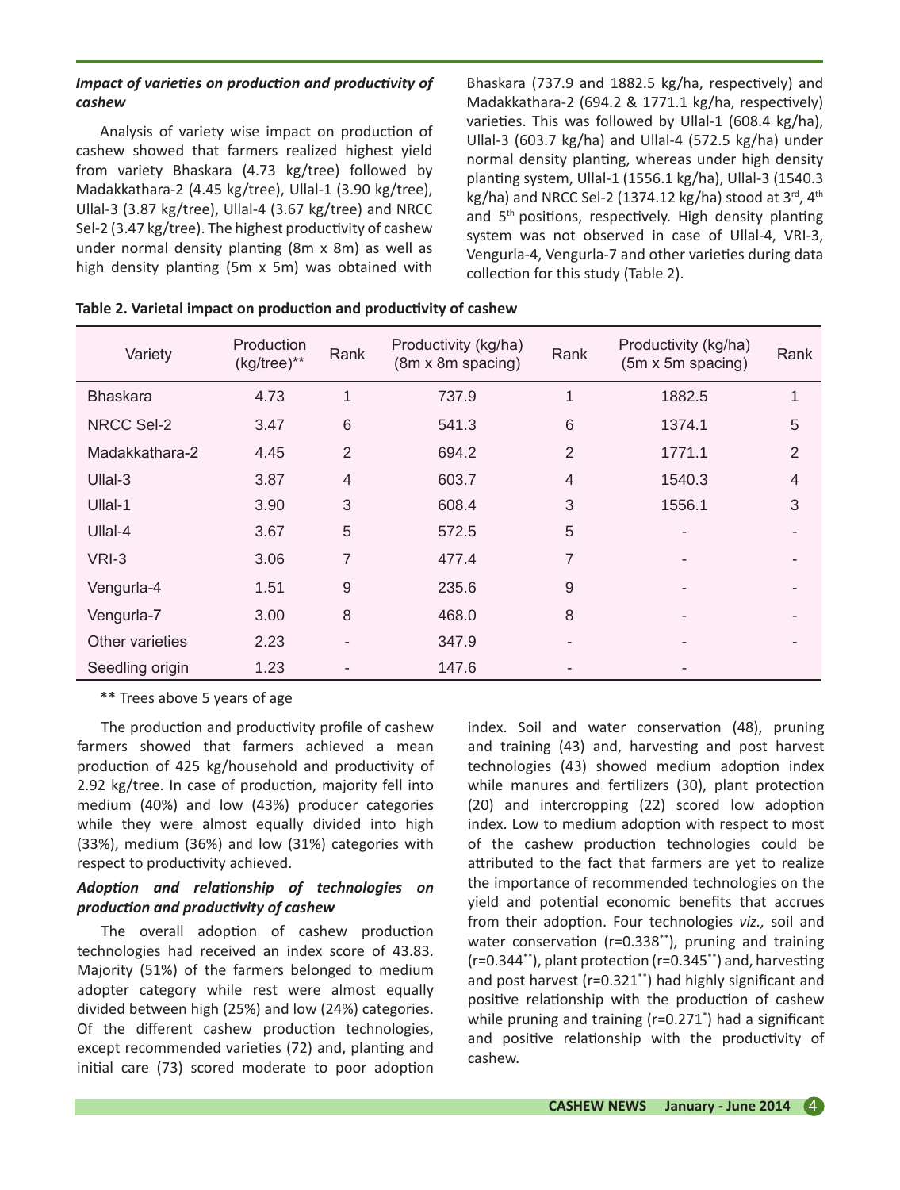### *Impact of varieties on production and productivity of cashew*

Analysis of variety wise impact on production of cashew showed that farmers realized highest yield from variety Bhaskara (4.73 kg/tree) followed by Madakkathara-2 (4.45 kg/tree), Ullal-1 (3.90 kg/tree), Ullal-3 (3.87 kg/tree), Ullal-4 (3.67 kg/tree) and NRCC Sel-2 (3.47 kg/tree). The highest productivity of cashew under normal density planting (8m x 8m) as well as high density planting (5m x 5m) was obtained with Bhaskara (737.9 and 1882.5 kg/ha, respectively) and Madakkathara-2 (694.2 & 1771.1 kg/ha, respectively) varieties. This was followed by Ullal-1 (608.4 kg/ha), Ullal-3 (603.7 kg/ha) and Ullal-4 (572.5 kg/ha) under normal density planting, whereas under high density planting system, Ullal-1 (1556.1 kg/ha), Ullal-3 (1540.3 kg/ha) and NRCC Sel-2 (1374.12 kg/ha) stood at 3rd, 4th and 5th positions, respectively. High density planting system was not observed in case of Ullal-4, VRI-3, Vengurla-4, Vengurla-7 and other varieties during data collection for this study (Table 2).

**Table 2. Varietal impact on production and productivity of cashew**

| Variety | Production (kg/tree)** | Rank | Productivity (kg/ha) (8m x 8m spacing) | Rank | Productivity (kg/ha) (5m x 5m spacing) | Rank |
|---|---|---|---|---|---|---|
| Bhaskara | 4.73 | 1 | 737.9 | 1 | 1882.5 | 1 |
| NRCC Sel-2 | 3.47 | 6 | 541.3 | 6 | 1374.1 | 5 |
| Madakkathara-2 | 4.45 | 2 | 694.2 | 2 | 1771.1 | 2 |
| Ullal-3 | 3.87 | 4 | 603.7 | 4 | 1540.3 | 4 |
| Ullal-1 | 3.90 | 3 | 608.4 | 3 | 1556.1 | 3 |
| Ullal-4 | 3.67 | 5 | 572.5 | 5 | - | - |
| VRI-3 | 3.06 | 7 | 477.4 | 7 | - | - |
| Vengurla-4 | 1.51 | 9 | 235.6 | 9 | - | - |
| Vengurla-7 | 3.00 | 8 | 468.0 | 8 | - | - |
| Other varieties | 2.23 | - | 347.9 | - | - | - |
| Seedling origin | 1.23 | - | 147.6 | - | - | |

** Trees above 5 years of age

The production and productivity profile of cashew farmers showed that farmers achieved a mean production of 425 kg/household and productivity of 2.92 kg/tree. In case of production, majority fell into medium (40%) and low (43%) producer categories while they were almost equally divided into high (33%), medium (36%) and low (31%) categories with respect to productivity achieved.

### *Adoption and relationship of technologies on production and productivity of cashew*

The overall adoption of cashew production technologies had received an index score of 43.83. Majority (51%) of the farmers belonged to medium adopter category while rest were almost equally divided between high (25%) and low (24%) categories. Of the different cashew production technologies, except recommended varieties (72) and, planting and initial care (73) scored moderate to poor adoption index. Soil and water conservation (48), pruning and training (43) and, harvesting and post harvest technologies (43) showed medium adoption index while manures and fertilizers (30), plant protection (20) and intercropping (22) scored low adoption index. Low to medium adoption with respect to most of the cashew production technologies could be attributed to the fact that farmers are yet to realize the importance of recommended technologies on the yield and potential economic benefits that accrues from their adoption. Four technologies *viz.,* soil and water conservation ($r=0.338^{**}$), pruning and training ($r=0.344^{**}$), plant protection ($r=0.345^{**}$) and, harvesting and post harvest ($r=0.321^{**}$) had highly significant and positive relationship with the production of cashew while pruning and training ($r=0.271^{*}$) had a significant and positive relationship with the productivity of cashew.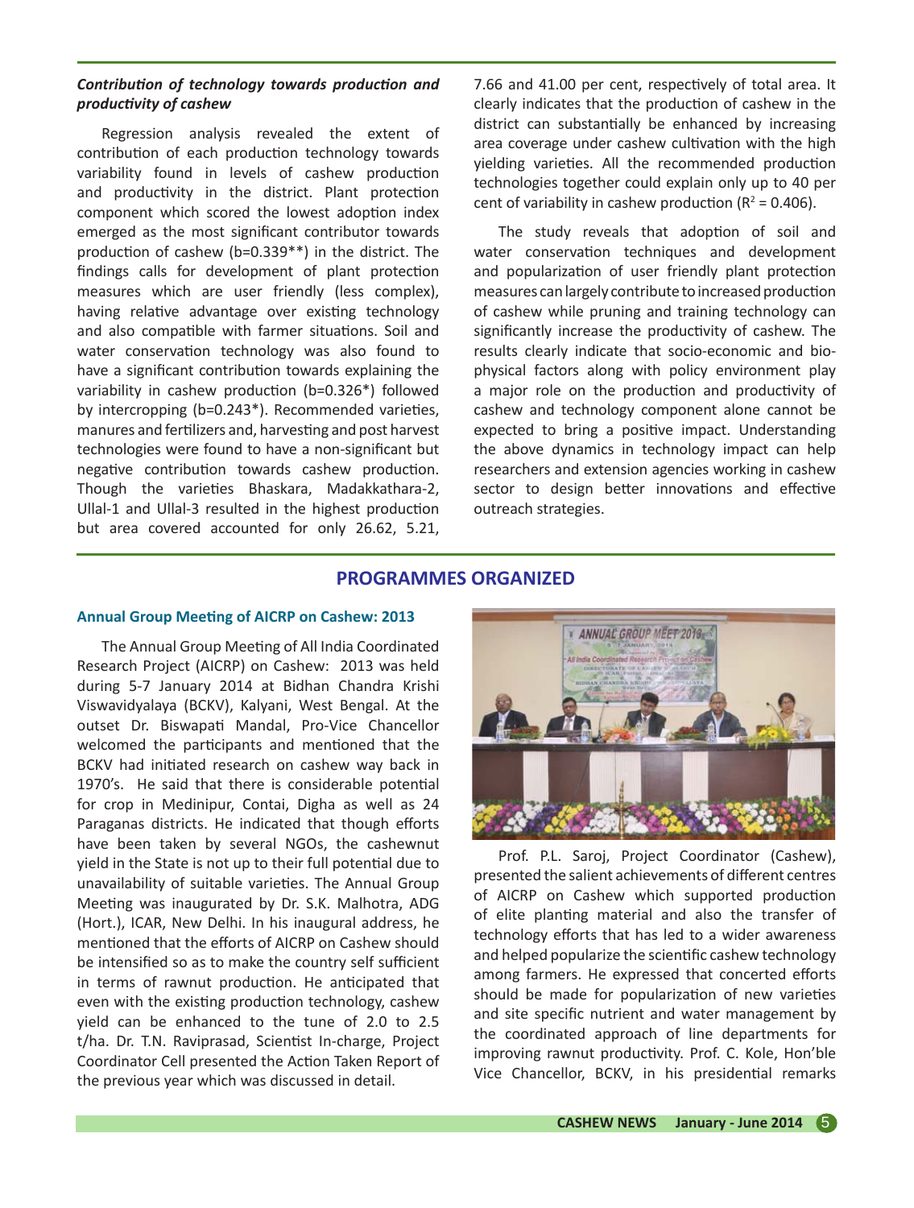### *Contribution of technology towards production and productivity of cashew*

Regression analysis revealed the extent of contribution of each production technology towards variability found in levels of cashew production and productivity in the district. Plant protection component which scored the lowest adoption index emerged as the most significant contributor towards production of cashew (b=0.339**) in the district. The findings calls for development of plant protection measures which are user friendly (less complex), having relative advantage over existing technology and also compatible with farmer situations. Soil and water conservation technology was also found to have a significant contribution towards explaining the variability in cashew production (b=0.326*) followed by intercropping (b=0.243*). Recommended varieties, manures and fertilizers and, harvesting and post harvest technologies were found to have a non-significant but negative contribution towards cashew production. Though the varieties Bhaskara, Madakkathara-2, Ullal-1 and Ullal-3 resulted in the highest production but area covered accounted for only 26.62, 5.21, 7.66 and 41.00 per cent, respectively of total area. It clearly indicates that the production of cashew in the district can substantially be enhanced by increasing area coverage under cashew cultivation with the high yielding varieties. All the recommended production technologies together could explain only up to 40 per cent of variability in cashew production ($R^2$ = 0.406).

The study reveals that adoption of soil and water conservation techniques and development and popularization of user friendly plant protection measures can largely contribute to increased production of cashew while pruning and training technology can significantly increase the productivity of cashew. The results clearly indicate that socio-economic and bio-physical factors along with policy environment play a major role on the production and productivity of cashew and technology component alone cannot be expected to bring a positive impact. Understanding the above dynamics in technology impact can help researchers and extension agencies working in cashew sector to design better innovations and effective outreach strategies.

## PROGRAMMES ORGANIZED

### Annual Group Meeting of AICRP on Cashew: 2013

The Annual Group Meeting of All India Coordinated Research Project (AICRP) on Cashew: 2013 was held during 5-7 January 2014 at Bidhan Chandra Krishi Viswavidyalaya (BCKV), Kalyani, West Bengal. At the outset Dr. Biswapati Mandal, Pro-Vice Chancellor welcomed the participants and mentioned that the BCKV had initiated research on cashew way back in 1970's. He said that there is considerable potential for crop in Medinipur, Contai, Digha as well as 24 Paraganas districts. He indicated that though efforts have been taken by several NGOs, the cashewnut yield in the State is not up to their full potential due to unavailability of suitable varieties. The Annual Group Meeting was inaugurated by Dr. S.K. Malhotra, ADG (Hort.), ICAR, New Delhi. In his inaugural address, he mentioned that the efforts of AICRP on Cashew should be intensified so as to make the country self sufficient in terms of rawnut production. He anticipated that even with the existing production technology, cashew yield can be enhanced to the tune of 2.0 to 2.5 t/ha. Dr. T.N. Raviprasad, Scientist In-charge, Project Coordinator Cell presented the Action Taken Report of the previous year which was discussed in detail.

Prof. P.L. Saroj, Project Coordinator (Cashew), presented the salient achievements of different centres of AICRP on Cashew which supported production of elite planting material and also the transfer of technology efforts that has led to a wider awareness and helped popularize the scientific cashew technology among farmers. He expressed that concerted efforts should be made for popularization of new varieties and site specific nutrient and water management by the coordinated approach of line departments for improving rawnut productivity. Prof. C. Kole, Hon'ble Vice Chancellor, BCKV, in his presidential remarks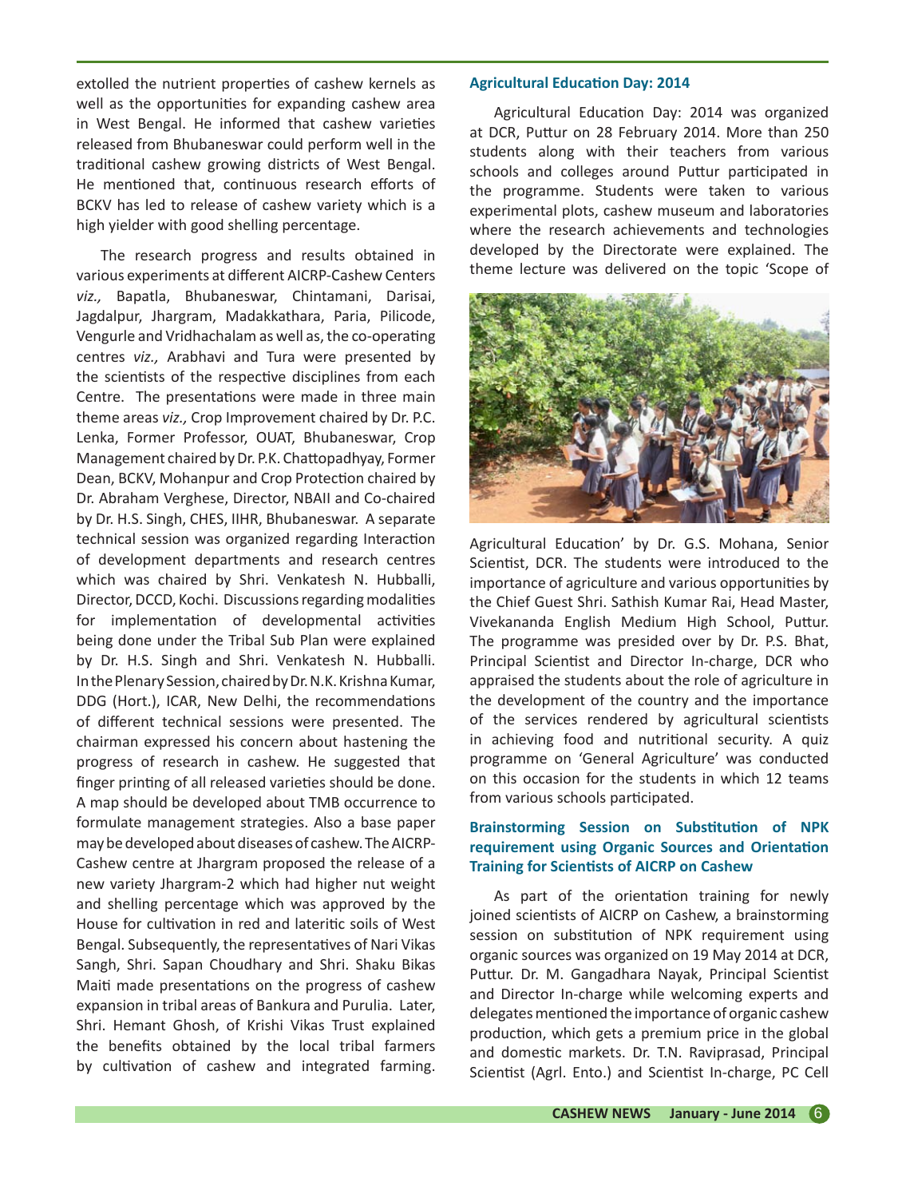extolled the nutrient properties of cashew kernels as well as the opportunities for expanding cashew area in West Bengal. He informed that cashew varieties released from Bhubaneswar could perform well in the traditional cashew growing districts of West Bengal. He mentioned that, continuous research efforts of BCKV has led to release of cashew variety which is a high yielder with good shelling percentage.

The research progress and results obtained in various experiments at different AICRP-Cashew Centers *viz.,* Bapatla, Bhubaneswar, Chintamani, Darisai, Jagdalpur, Jhargram, Madakkathara, Paria, Pilicode, Vengurle and Vridhachalam as well as, the co-operating centres *viz.,* Arabhavi and Tura were presented by the scientists of the respective disciplines from each Centre. The presentations were made in three main theme areas *viz.,* Crop Improvement chaired by Dr. P.C. Lenka, Former Professor, OUAT, Bhubaneswar, Crop Management chaired by Dr. P.K. Chattopadhyay, Former Dean, BCKV, Mohanpur and Crop Protection chaired by Dr. Abraham Verghese, Director, NBAII and Co-chaired by Dr. H.S. Singh, CHES, IIHR, Bhubaneswar. A separate technical session was organized regarding Interaction of development departments and research centres which was chaired by Shri. Venkatesh N. Hubballi, Director, DCCD, Kochi. Discussions regarding modalities for implementation of developmental activities being done under the Tribal Sub Plan were explained by Dr. H.S. Singh and Shri. Venkatesh N. Hubballi. In the Plenary Session, chaired by Dr. N.K. Krishna Kumar, DDG (Hort.), ICAR, New Delhi, the recommendations of different technical sessions were presented. The chairman expressed his concern about hastening the progress of research in cashew. He suggested that finger printing of all released varieties should be done. A map should be developed about TMB occurrence to formulate management strategies. Also a base paper may be developed about diseases of cashew. The AICRP-Cashew centre at Jhargram proposed the release of a new variety Jhargram-2 which had higher nut weight and shelling percentage which was approved by the House for cultivation in red and lateritic soils of West Bengal. Subsequently, the representatives of Nari Vikas Sangh, Shri. Sapan Choudhary and Shri. Shaku Bikas Maiti made presentations on the progress of cashew expansion in tribal areas of Bankura and Purulia. Later, Shri. Hemant Ghosh, of Krishi Vikas Trust explained the benefits obtained by the local tribal farmers by cultivation of cashew and integrated farming.

### Agricultural Education Day: 2014

Agricultural Education Day: 2014 was organized at DCR, Puttur on 28 February 2014. More than 250 students along with their teachers from various schools and colleges around Puttur participated in the programme. Students were taken to various experimental plots, cashew museum and laboratories where the research achievements and technologies developed by the Directorate were explained. The theme lecture was delivered on the topic 'Scope of Agricultural Education' by Dr. G.S. Mohana, Senior Scientist, DCR. The students were introduced to the importance of agriculture and various opportunities by the Chief Guest Shri. Sathish Kumar Rai, Head Master, Vivekananda English Medium High School, Puttur. The programme was presided over by Dr. P.S. Bhat, Principal Scientist and Director In-charge, DCR who appraised the students about the role of agriculture in the development of the country and the importance of the services rendered by agricultural scientists in achieving food and nutritional security. A quiz programme on 'General Agriculture' was conducted on this occasion for the students in which 12 teams from various schools participated.

### Brainstorming Session on Substitution of NPK requirement using Organic Sources and Orientation Training for Scientists of AICRP on Cashew

As part of the orientation training for newly joined scientists of AICRP on Cashew, a brainstorming session on substitution of NPK requirement using organic sources was organized on 19 May 2014 at DCR, Puttur. Dr. M. Gangadhara Nayak, Principal Scientist and Director In-charge while welcoming experts and delegates mentioned the importance of organic cashew production, which gets a premium price in the global and domestic markets. Dr. T.N. Raviprasad, Principal Scientist (Agrl. Ento.) and Scientist In-charge, PC Cell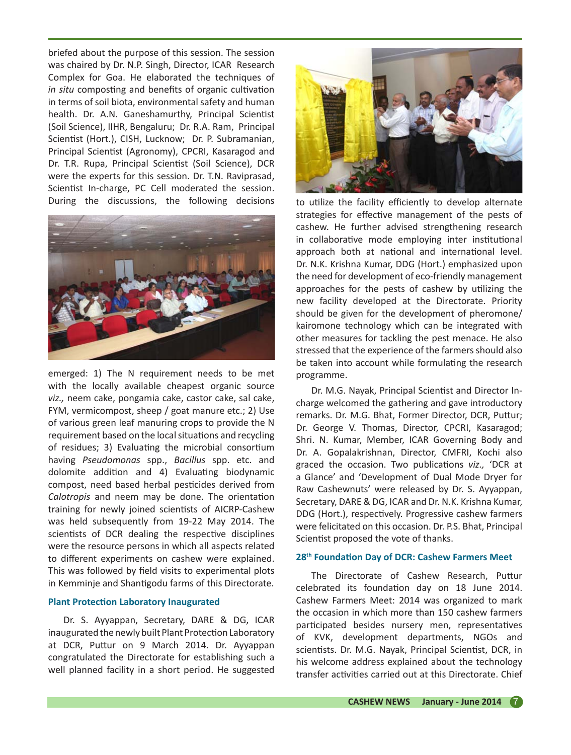briefed about the purpose of this session. The session was chaired by Dr. N.P. Singh, Director, ICAR Research Complex for Goa. He elaborated the techniques of *in situ* composting and benefits of organic cultivation in terms of soil biota, environmental safety and human health. Dr. A.N. Ganeshamurthy, Principal Scientist (Soil Science), IIHR, Bengaluru; Dr. R.A. Ram, Principal Scientist (Hort.), CISH, Lucknow; Dr. P. Subramanian, Principal Scientist (Agronomy), CPCRI, Kasaragod and Dr. T.R. Rupa, Principal Scientist (Soil Science), DCR were the experts for this session. Dr. T.N. Raviprasad, Scientist In-charge, PC Cell moderated the session. During the discussions, the following decisions emerged: 1) The N requirement needs to be met with the locally available cheapest organic source *viz.,* neem cake, pongamia cake, castor cake, sal cake, FYM, vermicompost, sheep / goat manure etc.; 2) Use of various green leaf manuring crops to provide the N requirement based on the local situations and recycling of residues; 3) Evaluating the microbial consortium having *Pseudomonas* spp., *Bacillus* spp. etc. and dolomite addition and 4) Evaluating biodynamic compost, need based herbal pesticides derived from *Calotropis* and neem may be done. The orientation training for newly joined scientists of AICRP-Cashew was held subsequently from 19-22 May 2014. The scientists of DCR dealing the respective disciplines were the resource persons in which all aspects related to different experiments on cashew were explained. This was followed by field visits to experimental plots in Kemminje and Shantigodu farms of this Directorate.

## Plant Protection Laboratory Inaugurated

Dr. S. Ayyappan, Secretary, DARE & DG, ICAR inaugurated the newly built Plant Protection Laboratory at DCR, Puttur on 9 March 2014. Dr. Ayyappan congratulated the Directorate for establishing such a well planned facility in a short period. He suggested to utilize the facility efficiently to develop alternate strategies for effective management of the pests of cashew. He further advised strengthening research in collaborative mode employing inter institutional approach both at national and international level. Dr. N.K. Krishna Kumar, DDG (Hort.) emphasized upon the need for development of eco-friendly management approaches for the pests of cashew by utilizing the new facility developed at the Directorate. Priority should be given for the development of pheromone/ kairomone technology which can be integrated with other measures for tackling the pest menace. He also stressed that the experience of the farmers should also be taken into account while formulating the research programme.

Dr. M.G. Nayak, Principal Scientist and Director In-charge welcomed the gathering and gave introductory remarks. Dr. M.G. Bhat, Former Director, DCR, Puttur; Dr. George V. Thomas, Director, CPCRI, Kasaragod; Shri. N. Kumar, Member, ICAR Governing Body and Dr. A. Gopalakrishnan, Director, CMFRI, Kochi also graced the occasion. Two publications *viz.,* 'DCR at a Glance' and 'Development of Dual Mode Dryer for Raw Cashewnuts' were released by Dr. S. Ayyappan, Secretary, DARE & DG, ICAR and Dr. N.K. Krishna Kumar, DDG (Hort.), respectively. Progressive cashew farmers were felicitated on this occasion. Dr. P.S. Bhat, Principal Scientist proposed the vote of thanks.

## 28th Foundation Day of DCR: Cashew Farmers Meet

The Directorate of Cashew Research, Puttur celebrated its foundation day on 18 June 2014. Cashew Farmers Meet: 2014 was organized to mark the occasion in which more than 150 cashew farmers participated besides nursery men, representatives of KVK, development departments, NGOs and scientists. Dr. M.G. Nayak, Principal Scientist, DCR, in his welcome address explained about the technology transfer activities carried out at this Directorate. Chief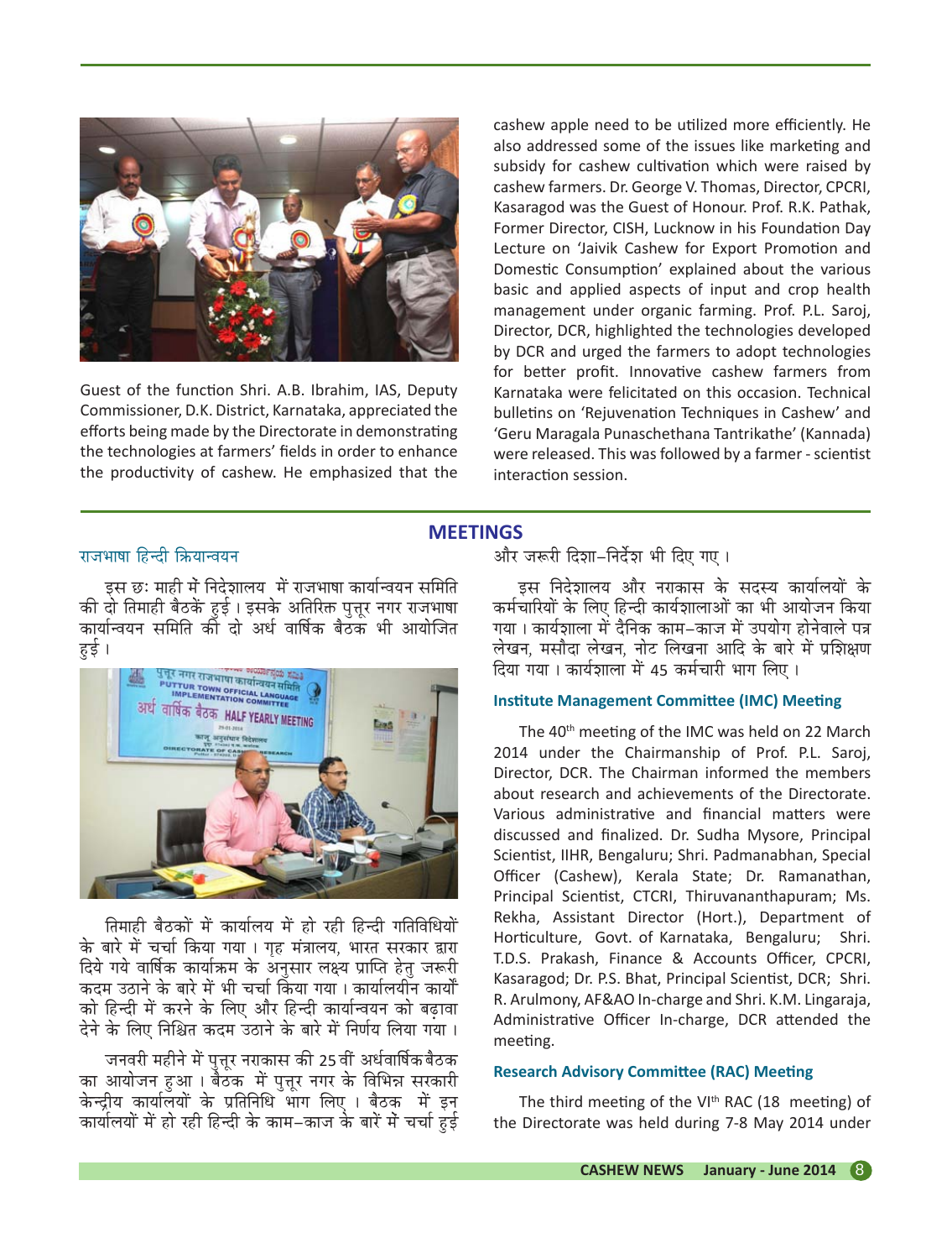Guest of the function Shri. A.B. Ibrahim, IAS, Deputy Commissioner, D.K. District, Karnataka, appreciated the efforts being made by the Directorate in demonstrating the technologies at farmers' fields in order to enhance the productivity of cashew. He emphasized that the cashew apple need to be utilized more efficiently. He also addressed some of the issues like marketing and subsidy for cashew cultivation which were raised by cashew farmers. Dr. George V. Thomas, Director, CPCRI, Kasaragod was the Guest of Honour. Prof. R.K. Pathak, Former Director, CISH, Lucknow in his Foundation Day Lecture on 'Jaivik Cashew for Export Promotion and Domestic Consumption' explained about the various basic and applied aspects of input and crop health management under organic farming. Prof. P.L. Saroj, Director, DCR, highlighted the technologies developed by DCR and urged the farmers to adopt technologies for better profit. Innovative cashew farmers from Karnataka were felicitated on this occasion. Technical bulletins on 'Rejuvenation Techniques in Cashew' and 'Geru Maragala Punaschethana Tantrikathe' (Kannada) were released. This was followed by a farmer - scientist interaction session.

## MEETINGS

### राजभाषा हिन्दी क्रियान्वयन

इस छः माही में निदेशालय में राजभाषा कार्यान्वयन समिति की दो तिमाही बैठकें हुई। इसके अतिरिक्त पुत्तूर नगर राजभाषा कार्यान्वयन समिति की दो अर्ध वार्षिक बैठक भी आयोजित हुई।

तिमाही बैठकों में कार्यालय में हो रही हिन्दी गतिविधियों के बारे में चर्चा किया गया। गृह मंत्रालय, भारत सरकार द्वारा दिये गये वार्षिक कार्यक्रम के अनुसार लक्ष्य प्राप्ति हेतु जरूरी कदम उठाने के बारे में भी चर्चा किया गया। कार्यालयीन कार्यों को हिन्दी में करने के लिए और हिन्दी कार्यान्वयन को बढ़ावा देने के लिए निश्चित कदम उठाने के बारे में निर्णय लिया गया।

जनवरी महीने में पुत्तूर नराकास की 25 वीं अर्धवार्षिक बैठक का आयोजन हुआ। बैठक में पुत्तूर नगर के विभिन्न सरकारी केन्द्रीय कार्यालयों के प्रतिनिधि भाग लिए। बैठक में इन कार्यालयों में हो रही हिन्दी के काम-काज के बारें में चर्चा हुई और जरूरी दिशा-निर्देश भी दिए गए।

इस निदेशालय और नराकास के सदस्य कार्यालयों के कर्मचारियों के लिए हिन्दी कार्यशालाओं का भी आयोजन किया गया। कार्यशाला में दैनिक काम-काज में उपयोग होनेवाले पत्र लेखन, मसौदा लेखन, नोट लिखना आदि के बारे में प्रशिक्षण दिया गया। कार्यशाला में 45 कर्मचारी भाग लिए।

### Institute Management Committee (IMC) Meeting

The 40th meeting of the IMC was held on 22 March 2014 under the Chairmanship of Prof. P.L. Saroj, Director, DCR. The Chairman informed the members about research and achievements of the Directorate. Various administrative and financial matters were discussed and finalized. Dr. Sudha Mysore, Principal Scientist, IIHR, Bengaluru; Shri. Padmanabhan, Special Officer (Cashew), Kerala State; Dr. Ramanathan, Principal Scientist, CTCRI, Thiruvananthapuram; Ms. Rekha, Assistant Director (Hort.), Department of Horticulture, Govt. of Karnataka, Bengaluru; Shri. T.D.S. Prakash, Finance & Accounts Officer, CPCRI, Kasaragod; Dr. P.S. Bhat, Principal Scientist, DCR; Shri. R. Arulmony, AF&AO In-charge and Shri. K.M. Lingaraja, Administrative Officer In-charge, DCR attended the meeting.

### Research Advisory Committee (RAC) Meeting

The third meeting of the VIth RAC (18 meeting) of the Directorate was held during 7-8 May 2014 under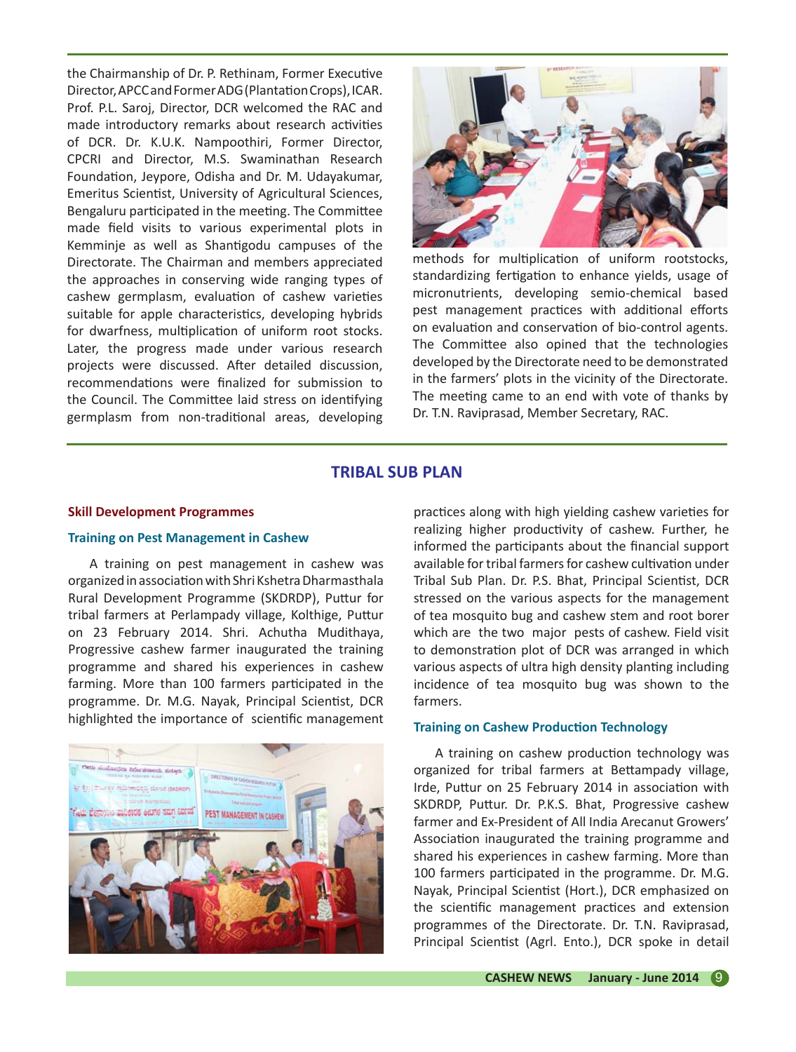the Chairmanship of Dr. P. Rethinam, Former Executive Director, APCC and Former ADG (Plantation Crops), ICAR. Prof. P.L. Saroj, Director, DCR welcomed the RAC and made introductory remarks about research activities of DCR. Dr. K.U.K. Nampoothiri, Former Director, CPCRI and Director, M.S. Swaminathan Research Foundation, Jeypore, Odisha and Dr. M. Udayakumar, Emeritus Scientist, University of Agricultural Sciences, Bengaluru participated in the meeting. The Committee made field visits to various experimental plots in Kemminje as well as Shantigodu campuses of the Directorate. The Chairman and members appreciated the approaches in conserving wide ranging types of cashew germplasm, evaluation of cashew varieties suitable for apple characteristics, developing hybrids for dwarfness, multiplication of uniform root stocks. Later, the progress made under various research projects were discussed. After detailed discussion, recommendations were finalized for submission to the Council. The Committee laid stress on identifying germplasm from non-traditional areas, developing methods for multiplication of uniform rootstocks, standardizing fertigation to enhance yields, usage of micronutrients, developing semio-chemical based pest management practices with additional efforts on evaluation and conservation of bio-control agents. The Committee also opined that the technologies developed by the Directorate need to be demonstrated in the farmers' plots in the vicinity of the Directorate. The meeting came to an end with vote of thanks by Dr. T.N. Raviprasad, Member Secretary, RAC.

## TRIBAL SUB PLAN

### Skill Development Programmes

#### Training on Pest Management in Cashew

A training on pest management in cashew was organized in association with Shri Kshetra Dharmasthala Rural Development Programme (SKDRDP), Puttur for tribal farmers at Perlampady village, Kolthige, Puttur on 23 February 2014. Shri. Achutha Mudithaya, Progressive cashew farmer inaugurated the training programme and shared his experiences in cashew farming. More than 100 farmers participated in the programme. Dr. M.G. Nayak, Principal Scientist, DCR highlighted the importance of scientific management practices along with high yielding cashew varieties for realizing higher productivity of cashew. Further, he informed the participants about the financial support available for tribal farmers for cashew cultivation under Tribal Sub Plan. Dr. P.S. Bhat, Principal Scientist, DCR stressed on the various aspects for the management of tea mosquito bug and cashew stem and root borer which are the two major pests of cashew. Field visit to demonstration plot of DCR was arranged in which various aspects of ultra high density planting including incidence of tea mosquito bug was shown to the farmers.

#### Training on Cashew Production Technology

A training on cashew production technology was organized for tribal farmers at Bettampady village, Irde, Puttur on 25 February 2014 in association with SKDRDP, Puttur. Dr. P.K.S. Bhat, Progressive cashew farmer and Ex-President of All India Arecanut Growers' Association inaugurated the training programme and shared his experiences in cashew farming. More than 100 farmers participated in the programme. Dr. M.G. Nayak, Principal Scientist (Hort.), DCR emphasized on the scientific management practices and extension programmes of the Directorate. Dr. T.N. Raviprasad, Principal Scientist (Agrl. Ento.), DCR spoke in detail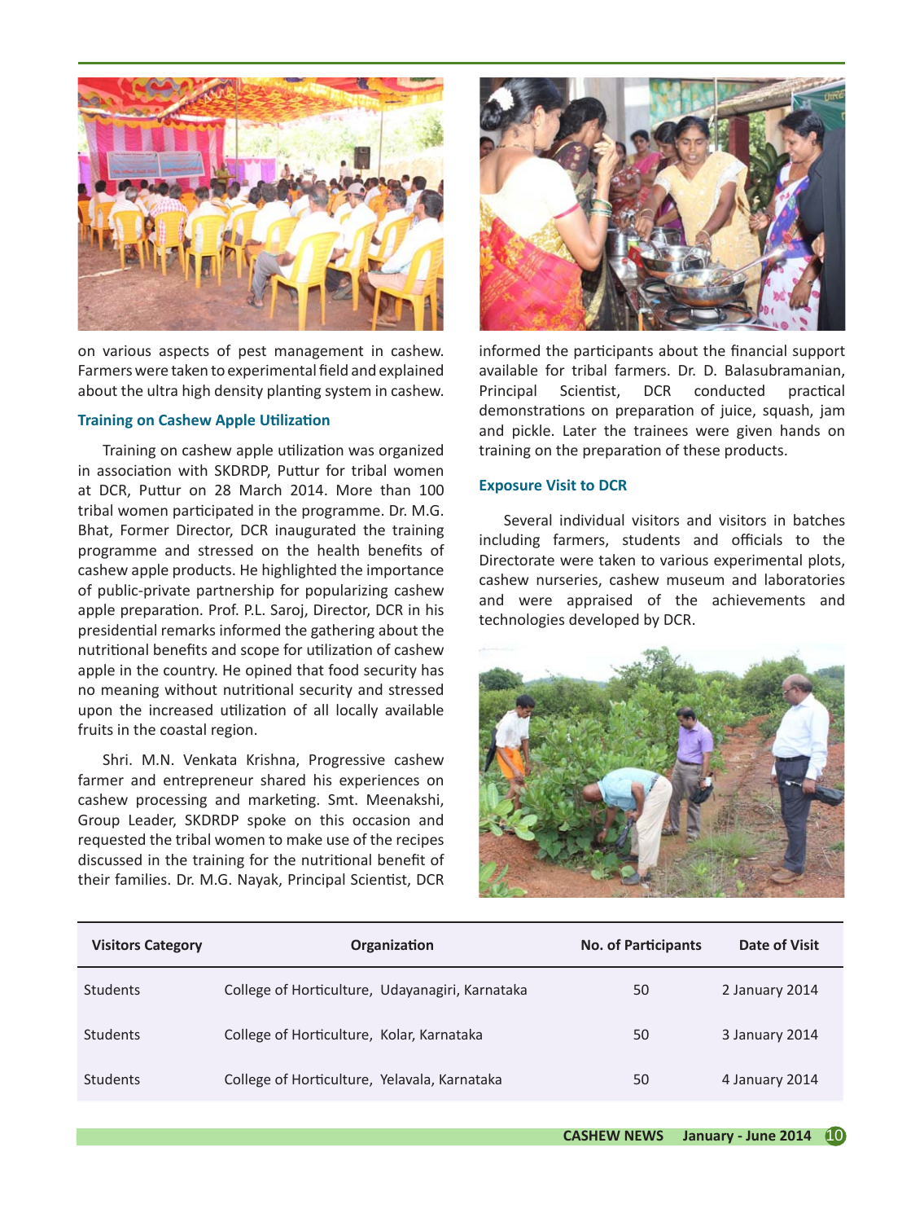on various aspects of pest management in cashew. Farmers were taken to experimental field and explained about the ultra high density planting system in cashew.

### Training on Cashew Apple Utilization

Training on cashew apple utilization was organized in association with SKDRDP, Puttur for tribal women at DCR, Puttur on 28 March 2014. More than 100 tribal women participated in the programme. Dr. M.G. Bhat, Former Director, DCR inaugurated the training programme and stressed on the health benefits of cashew apple products. He highlighted the importance of public-private partnership for popularizing cashew apple preparation. Prof. P.L. Saroj, Director, DCR in his presidential remarks informed the gathering about the nutritional benefits and scope for utilization of cashew apple in the country. He opined that food security has no meaning without nutritional security and stressed upon the increased utilization of all locally available fruits in the coastal region.

Shri. M.N. Venkata Krishna, Progressive cashew farmer and entrepreneur shared his experiences on cashew processing and marketing. Smt. Meenakshi, Group Leader, SKDRDP spoke on this occasion and requested the tribal women to make use of the recipes discussed in the training for the nutritional benefit of their families. Dr. M.G. Nayak, Principal Scientist, DCR informed the participants about the financial support available for tribal farmers. Dr. D. Balasubramanian, Principal Scientist, DCR conducted practical demonstrations on preparation of juice, squash, jam and pickle. Later the trainees were given hands on training on the preparation of these products.

### Exposure Visit to DCR

Several individual visitors and visitors in batches including farmers, students and officials to the Directorate were taken to various experimental plots, cashew nurseries, cashew museum and laboratories and were appraised of the achievements and technologies developed by DCR.

| Visitors Category | Organization | No. of Participants | Date of Visit |
|---|---|---|---|
| Students | College of Horticulture, Udayanagiri, Karnataka | 50 | 2 January 2014 |
| Students | College of Horticulture, Kolar, Karnataka | 50 | 3 January 2014 |
| Students | College of Horticulture, Yelavala, Karnataka | 50 | 4 January 2014 |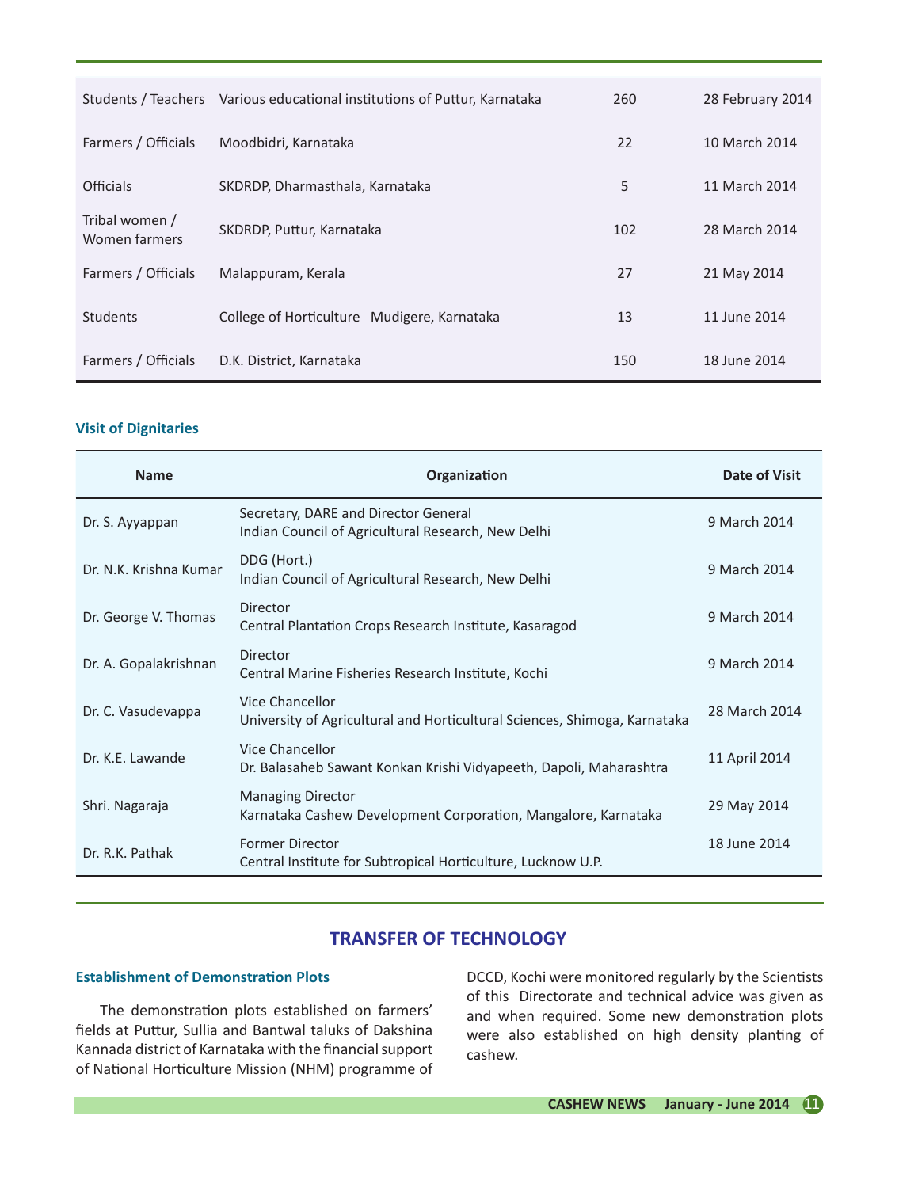| | | | |
|---|---|---|---|
| Students / Teachers | Various educational institutions of Puttur, Karnataka | 260 | 28 February 2014 |
| Farmers / Officials | Moodbidri, Karnataka | 22 | 10 March 2014 |
| Officials | SKDRDP, Dharmasthala, Karnataka | 5 | 11 March 2014 |
| Tribal women / Women farmers | SKDRDP, Puttur, Karnataka | 102 | 28 March 2014 |
| Farmers / Officials | Malappuram, Kerala | 27 | 21 May 2014 |
| Students | College of Horticulture Mudigere, Karnataka | 13 | 11 June 2014 |
| Farmers / Officials | D.K. District, Karnataka | 150 | 18 June 2014 |

### Visit of Dignitaries

| Name | Organization | Date of Visit |
|---|---|---|
| Dr. S. Ayyappan | Secretary, DARE and Director General Indian Council of Agricultural Research, New Delhi | 9 March 2014 |
| Dr. N.K. Krishna Kumar | DDG (Hort.) Indian Council of Agricultural Research, New Delhi | 9 March 2014 |
| Dr. George V. Thomas | Director Central Plantation Crops Research Institute, Kasaragod | 9 March 2014 |
| Dr. A. Gopalakrishnan | Director Central Marine Fisheries Research Institute, Kochi | 9 March 2014 |
| Dr. C. Vasudevappa | Vice Chancellor University of Agricultural and Horticultural Sciences, Shimoga, Karnataka | 28 March 2014 |
| Dr. K.E. Lawande | Vice Chancellor Dr. Balasaheb Sawant Konkan Krishi Vidyapeeth, Dapoli, Maharashtra | 11 April 2014 |
| Shri. Nagaraja | Managing Director Karnataka Cashew Development Corporation, Mangalore, Karnataka | 29 May 2014 |
| Dr. R.K. Pathak | Former Director Central Institute for Subtropical Horticulture, Lucknow U.P. | 18 June 2014 |

## TRANSFER OF TECHNOLOGY

### Establishment of Demonstration Plots

The demonstration plots established on farmers' fields at Puttur, Sullia and Bantwal taluks of Dakshina Kannada district of Karnataka with the financial support of National Horticulture Mission (NHM) programme of DCCD, Kochi were monitored regularly by the Scientists of this Directorate and technical advice was given as and when required. Some new demonstration plots were also established on high density planting of cashew.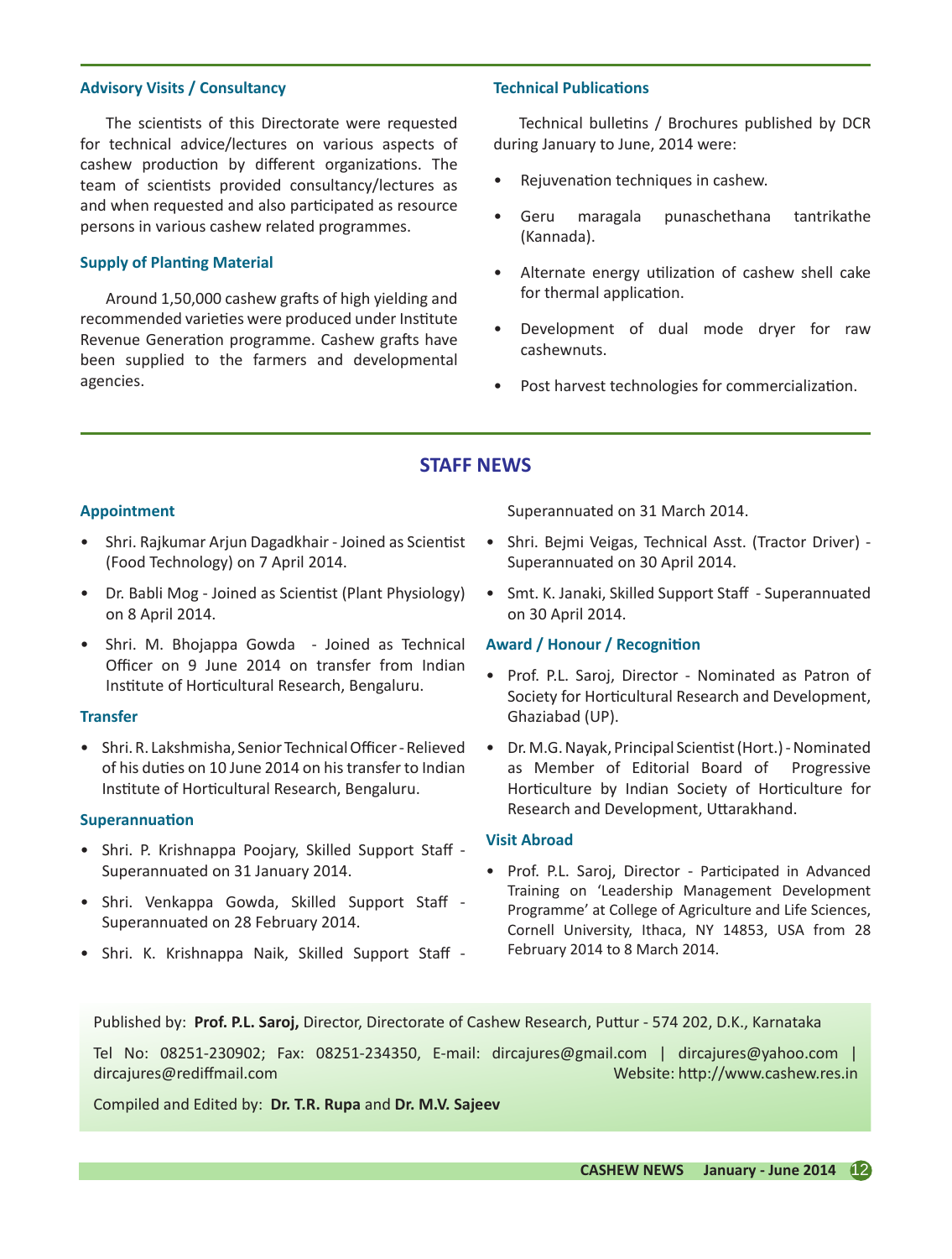### Advisory Visits / Consultancy

The scientists of this Directorate were requested for technical advice/lectures on various aspects of cashew production by different organizations. The team of scientists provided consultancy/lectures as and when requested and also participated as resource persons in various cashew related programmes.

### Supply of Planting Material

Around 1,50,000 cashew grafts of high yielding and recommended varieties were produced under Institute Revenue Generation programme. Cashew grafts have been supplied to the farmers and developmental agencies.

### Technical Publications

Technical bulletins / Brochures published by DCR during January to June, 2014 were:

- Rejuvenation techniques in cashew.
- Geru maragala punaschethana tantrikathe (Kannada).
- Alternate energy utilization of cashew shell cake for thermal application.
- Development of dual mode dryer for raw cashewnuts.
- Post harvest technologies for commercialization.

## STAFF NEWS

### Appointment

- Shri. Rajkumar Arjun Dagadkhair - Joined as Scientist (Food Technology) on 7 April 2014.
- Dr. Babli Mog - Joined as Scientist (Plant Physiology) on 8 April 2014.
- Shri. M. Bhojappa Gowda - Joined as Technical Officer on 9 June 2014 on transfer from Indian Institute of Horticultural Research, Bengaluru.

### Transfer

- Shri. R. Lakshmisha, Senior Technical Officer - Relieved of his duties on 10 June 2014 on his transfer to Indian Institute of Horticultural Research, Bengaluru.

### Superannuation

- Shri. P. Krishnappa Poojary, Skilled Support Staff - Superannuated on 31 January 2014.
- Shri. Venkappa Gowda, Skilled Support Staff - Superannuated on 28 February 2014.
- Shri. K. Krishnappa Naik, Skilled Support Staff - Superannuated on 31 March 2014.
- Shri. Bejmi Veigas, Technical Asst. (Tractor Driver) - Superannuated on 30 April 2014.
- Smt. K. Janaki, Skilled Support Staff - Superannuated on 30 April 2014.

### Award / Honour / Recognition

- Prof. P.L. Saroj, Director - Nominated as Patron of Society for Horticultural Research and Development, Ghaziabad (UP).
- Dr. M.G. Nayak, Principal Scientist (Hort.) - Nominated as Member of Editorial Board of Progressive Horticulture by Indian Society of Horticulture for Research and Development, Uttarakhand.

### Visit Abroad

- Prof. P.L. Saroj, Director - Participated in Advanced Training on 'Leadership Management Development Programme' at College of Agriculture and Life Sciences, Cornell University, Ithaca, NY 14853, USA from 28 February 2014 to 8 March 2014.

Published by: **Prof. P.L. Saroj,** Director, Directorate of Cashew Research, Puttur - 574 202, D.K., Karnataka

Tel No: 08251-230902; Fax: 08251-234350, E-mail: dircajures@gmail.com | dircajures@yahoo.com | dircajures@rediffmail.com Website: http://www.cashew.res.in

Compiled and Edited by: **Dr. T.R. Rupa** and **Dr. M.V. Sajeev**